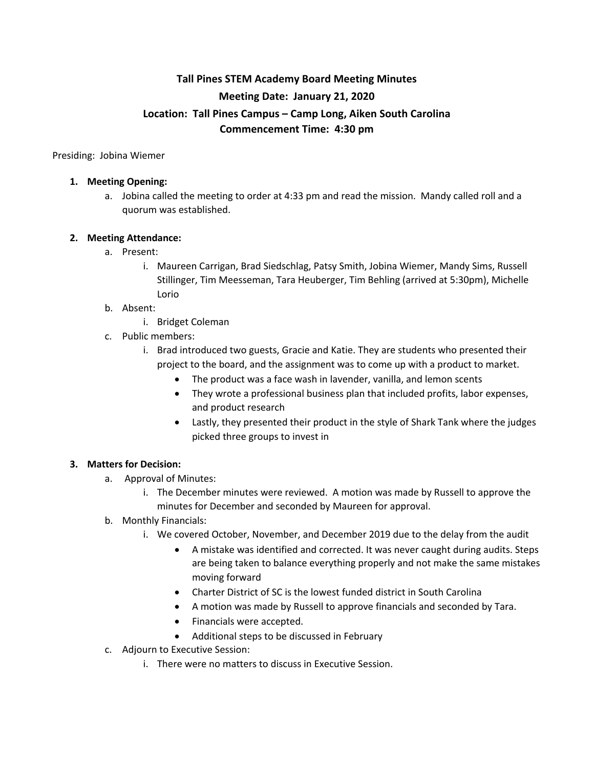# Tall Pines STEM Academy Board Meeting Minutes

## Meeting Date: January 21, 2020

## Location: Tall Pines Campus – Camp Long, Aiken South Carolina

## Commencement Time: 4:30 pm

Presiding: Jobina Wiemer

1. **Meeting Opening:**
   a. Jobina called the meeting to order at 4:33 pm and read the mission. Mandy called roll and a quorum was established.

2. **Meeting Attendance:**
   a. Present:
      i. Maureen Carrigan, Brad Siedschlag, Patsy Smith, Jobina Wiemer, Mandy Sims, Russell Stillinger, Tim Meesseman, Tara Heuberger, Tim Behling (arrived at 5:30pm), Michelle Lorio
   b. Absent:
      i. Bridget Coleman
   c. Public members:
      i. Brad introduced two guests, Gracie and Katie. They are students who presented their project to the board, and the assignment was to come up with a product to market.
         - The product was a face wash in lavender, vanilla, and lemon scents
         - They wrote a professional business plan that included profits, labor expenses, and product research
         - Lastly, they presented their product in the style of Shark Tank where the judges picked three groups to invest in

3. **Matters for Decision:**
   a. Approval of Minutes:
      i. The December minutes were reviewed. A motion was made by Russell to approve the minutes for December and seconded by Maureen for approval.
   b. Monthly Financials:
      i. We covered October, November, and December 2019 due to the delay from the audit
         - A mistake was identified and corrected. It was never caught during audits. Steps are being taken to balance everything properly and not make the same mistakes moving forward
         - Charter District of SC is the lowest funded district in South Carolina
         - A motion was made by Russell to approve financials and seconded by Tara.
         - Financials were accepted.
         - Additional steps to be discussed in February
   c. Adjourn to Executive Session:
      i. There were no matters to discuss in Executive Session.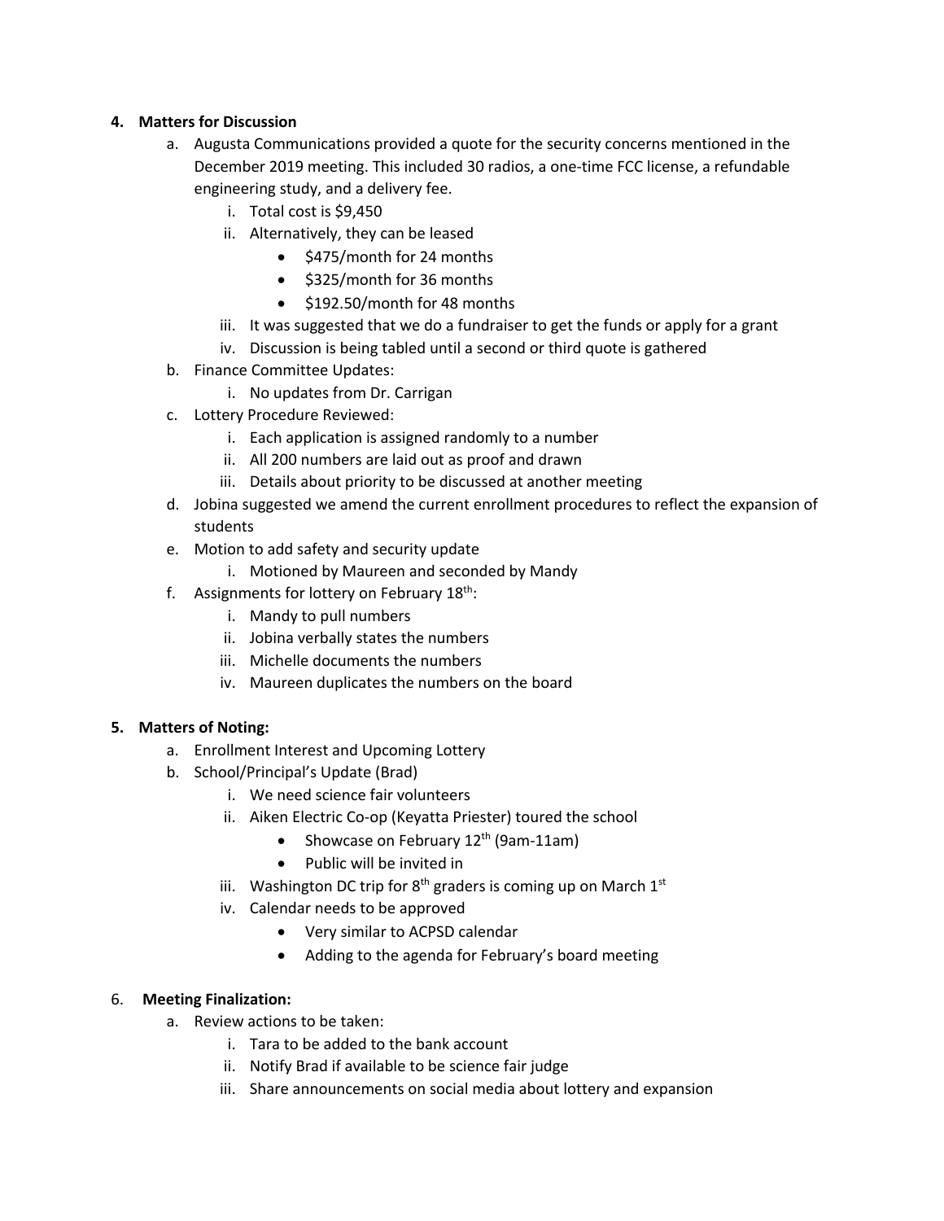**4. Matters for Discussion**

a. Augusta Communications provided a quote for the security concerns mentioned in the December 2019 meeting. This included 30 radios, a one-time FCC license, a refundable engineering study, and a delivery fee.
   i. Total cost is $9,450
   ii. Alternatively, they can be leased
      - $475/month for 24 months
      - $325/month for 36 months
      - $192.50/month for 48 months
   iii. It was suggested that we do a fundraiser to get the funds or apply for a grant
   iv. Discussion is being tabled until a second or third quote is gathered

b. Finance Committee Updates:
   i. No updates from Dr. Carrigan

c. Lottery Procedure Reviewed:
   i. Each application is assigned randomly to a number
   ii. All 200 numbers are laid out as proof and drawn
   iii. Details about priority to be discussed at another meeting

d. Jobina suggested we amend the current enrollment procedures to reflect the expansion of students

e. Motion to add safety and security update
   i. Motioned by Maureen and seconded by Mandy

f. Assignments for lottery on February 18th:
   i. Mandy to pull numbers
   ii. Jobina verbally states the numbers
   iii. Michelle documents the numbers
   iv. Maureen duplicates the numbers on the board

**5. Matters of Noting:**

a. Enrollment Interest and Upcoming Lottery

b. School/Principal's Update (Brad)
   i. We need science fair volunteers
   ii. Aiken Electric Co-op (Keyatta Priester) toured the school
      - Showcase on February 12th (9am-11am)
      - Public will be invited in
   iii. Washington DC trip for 8th graders is coming up on March 1st
   iv. Calendar needs to be approved
      - Very similar to ACPSD calendar
      - Adding to the agenda for February's board meeting

**6. Meeting Finalization:**

a. Review actions to be taken:
   i. Tara to be added to the bank account
   ii. Notify Brad if available to be science fair judge
   iii. Share announcements on social media about lottery and expansion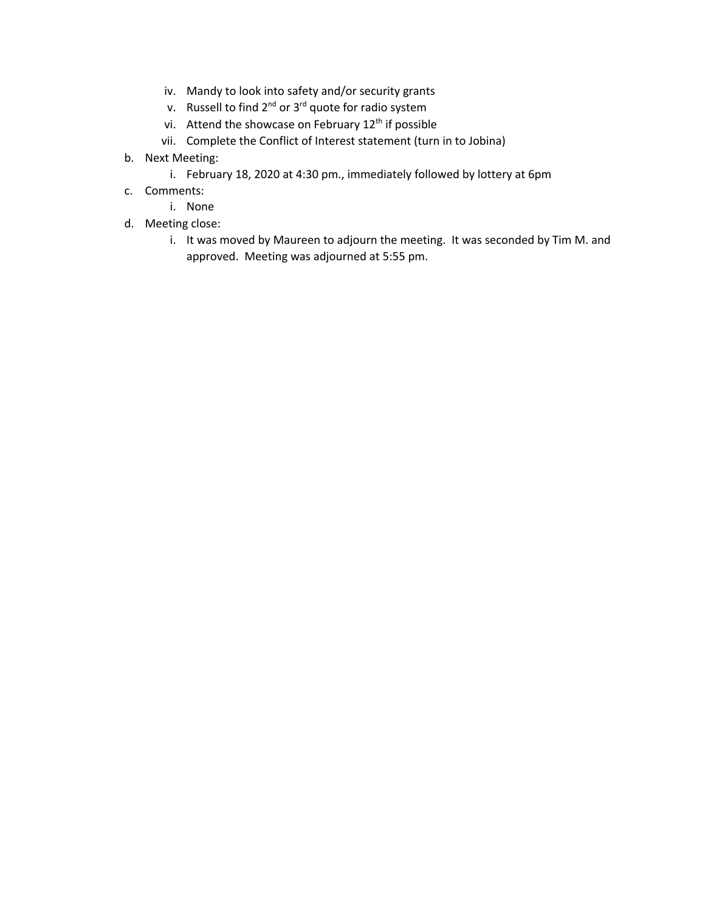iv. Mandy to look into safety and/or security grants
   v. Russell to find 2nd or 3rd quote for radio system
   vi. Attend the showcase on February 12th if possible
   vii. Complete the Conflict of Interest statement (turn in to Jobina)

b. Next Meeting:
   i. February 18, 2020 at 4:30 pm., immediately followed by lottery at 6pm

c. Comments:
   i. None

d. Meeting close:
   i. It was moved by Maureen to adjourn the meeting. It was seconded by Tim M. and approved. Meeting was adjourned at 5:55 pm.